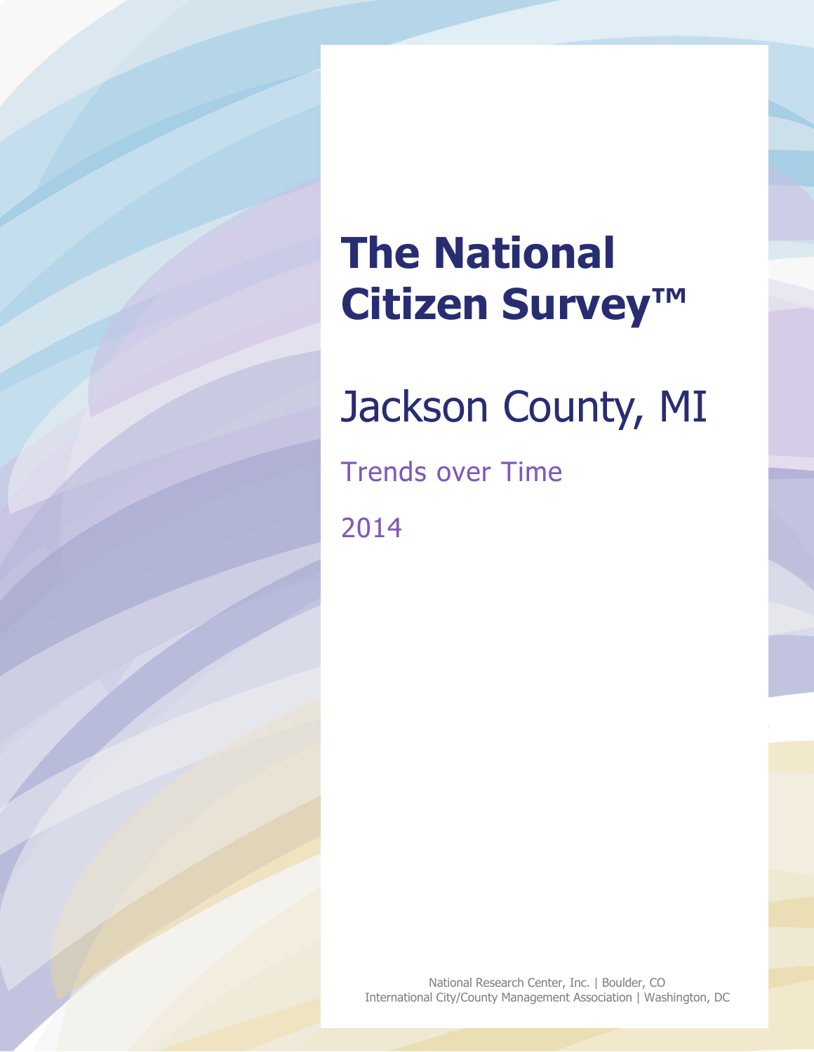# The National Citizen Survey™

## Jackson County, MI

### Trends over Time

### 2014

National Research Center, Inc. | Boulder, CO
International City/County Management Association | Washington, DC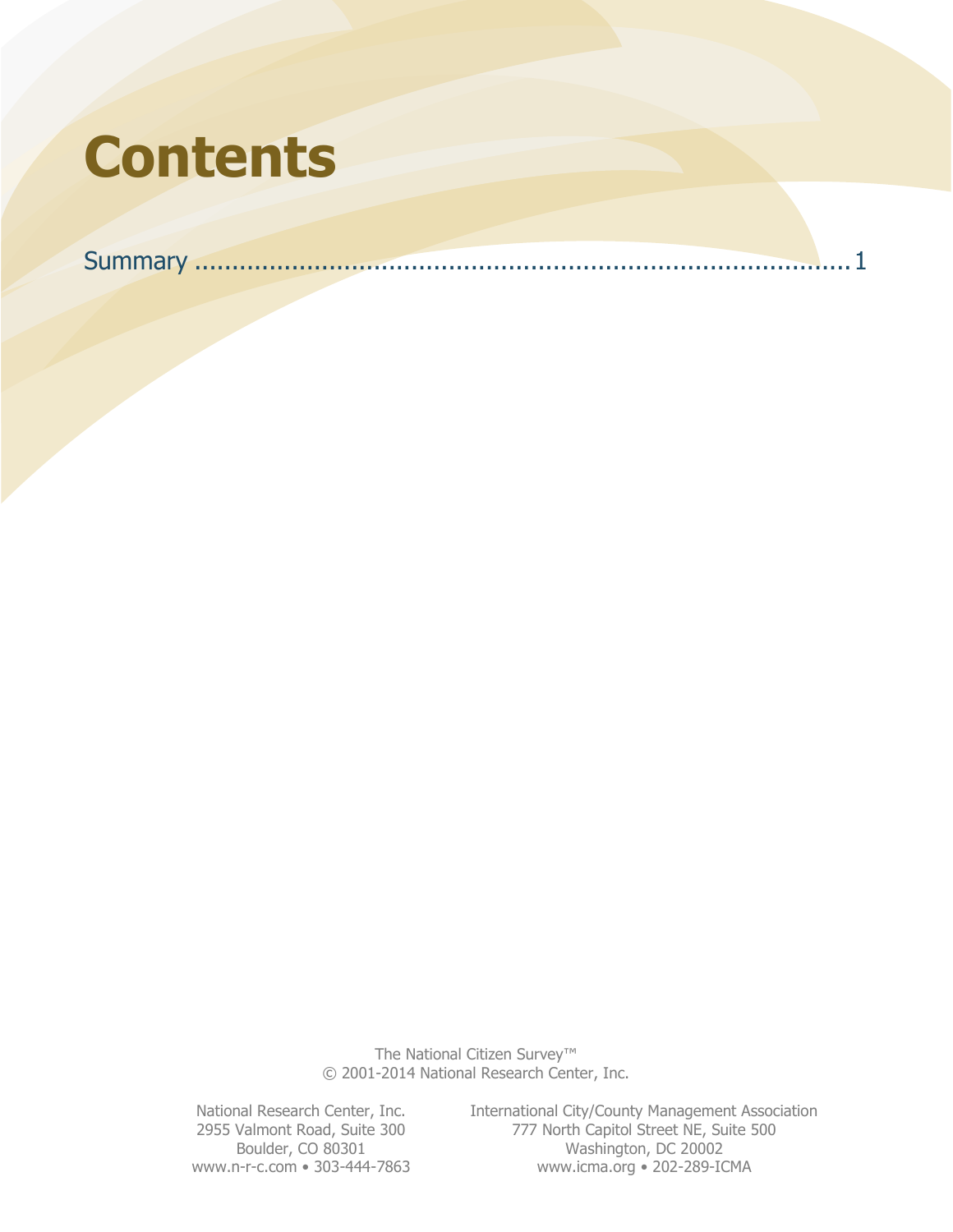# Contents

Summary ........................................................................................ 1

The National Citizen Survey™
© 2001-2014 National Research Center, Inc.

National Research Center, Inc.
2955 Valmont Road, Suite 300
Boulder, CO 80301
www.n-r-c.com • 303-444-7863

International City/County Management Association
777 North Capitol Street NE, Suite 500
Washington, DC 20002
www.icma.org • 202-289-ICMA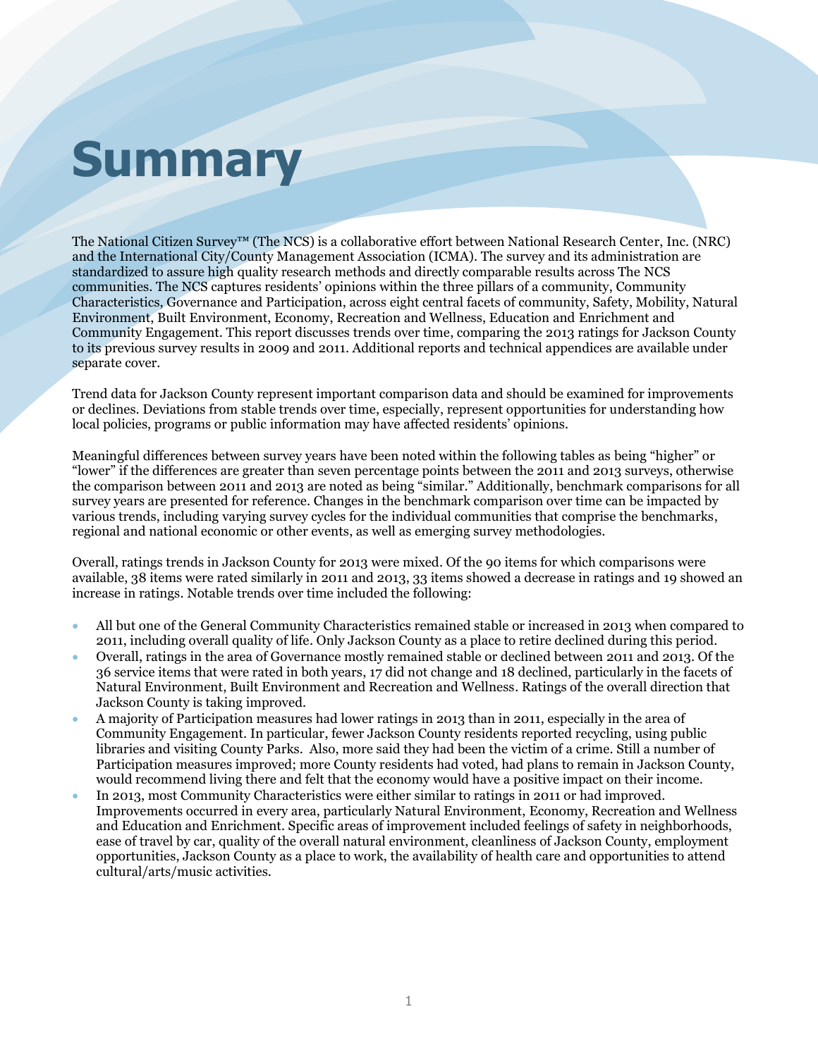# Summary

The National Citizen Survey™ (The NCS) is a collaborative effort between National Research Center, Inc. (NRC) and the International City/County Management Association (ICMA). The survey and its administration are standardized to assure high quality research methods and directly comparable results across The NCS communities. The NCS captures residents' opinions within the three pillars of a community, Community Characteristics, Governance and Participation, across eight central facets of community, Safety, Mobility, Natural Environment, Built Environment, Economy, Recreation and Wellness, Education and Enrichment and Community Engagement. This report discusses trends over time, comparing the 2013 ratings for Jackson County to its previous survey results in 2009 and 2011. Additional reports and technical appendices are available under separate cover.

Trend data for Jackson County represent important comparison data and should be examined for improvements or declines. Deviations from stable trends over time, especially, represent opportunities for understanding how local policies, programs or public information may have affected residents' opinions.

Meaningful differences between survey years have been noted within the following tables as being "higher" or "lower" if the differences are greater than seven percentage points between the 2011 and 2013 surveys, otherwise the comparison between 2011 and 2013 are noted as being "similar." Additionally, benchmark comparisons for all survey years are presented for reference. Changes in the benchmark comparison over time can be impacted by various trends, including varying survey cycles for the individual communities that comprise the benchmarks, regional and national economic or other events, as well as emerging survey methodologies.

Overall, ratings trends in Jackson County for 2013 were mixed. Of the 90 items for which comparisons were available, 38 items were rated similarly in 2011 and 2013, 33 items showed a decrease in ratings and 19 showed an increase in ratings. Notable trends over time included the following:

- All but one of the General Community Characteristics remained stable or increased in 2013 when compared to 2011, including overall quality of life. Only Jackson County as a place to retire declined during this period.
- Overall, ratings in the area of Governance mostly remained stable or declined between 2011 and 2013. Of the 36 service items that were rated in both years, 17 did not change and 18 declined, particularly in the facets of Natural Environment, Built Environment and Recreation and Wellness. Ratings of the overall direction that Jackson County is taking improved.
- A majority of Participation measures had lower ratings in 2013 than in 2011, especially in the area of Community Engagement. In particular, fewer Jackson County residents reported recycling, using public libraries and visiting County Parks. Also, more said they had been the victim of a crime. Still a number of Participation measures improved; more County residents had voted, had plans to remain in Jackson County, would recommend living there and felt that the economy would have a positive impact on their income.
- In 2013, most Community Characteristics were either similar to ratings in 2011 or had improved. Improvements occurred in every area, particularly Natural Environment, Economy, Recreation and Wellness and Education and Enrichment. Specific areas of improvement included feelings of safety in neighborhoods, ease of travel by car, quality of the overall natural environment, cleanliness of Jackson County, employment opportunities, Jackson County as a place to work, the availability of health care and opportunities to attend cultural/arts/music activities.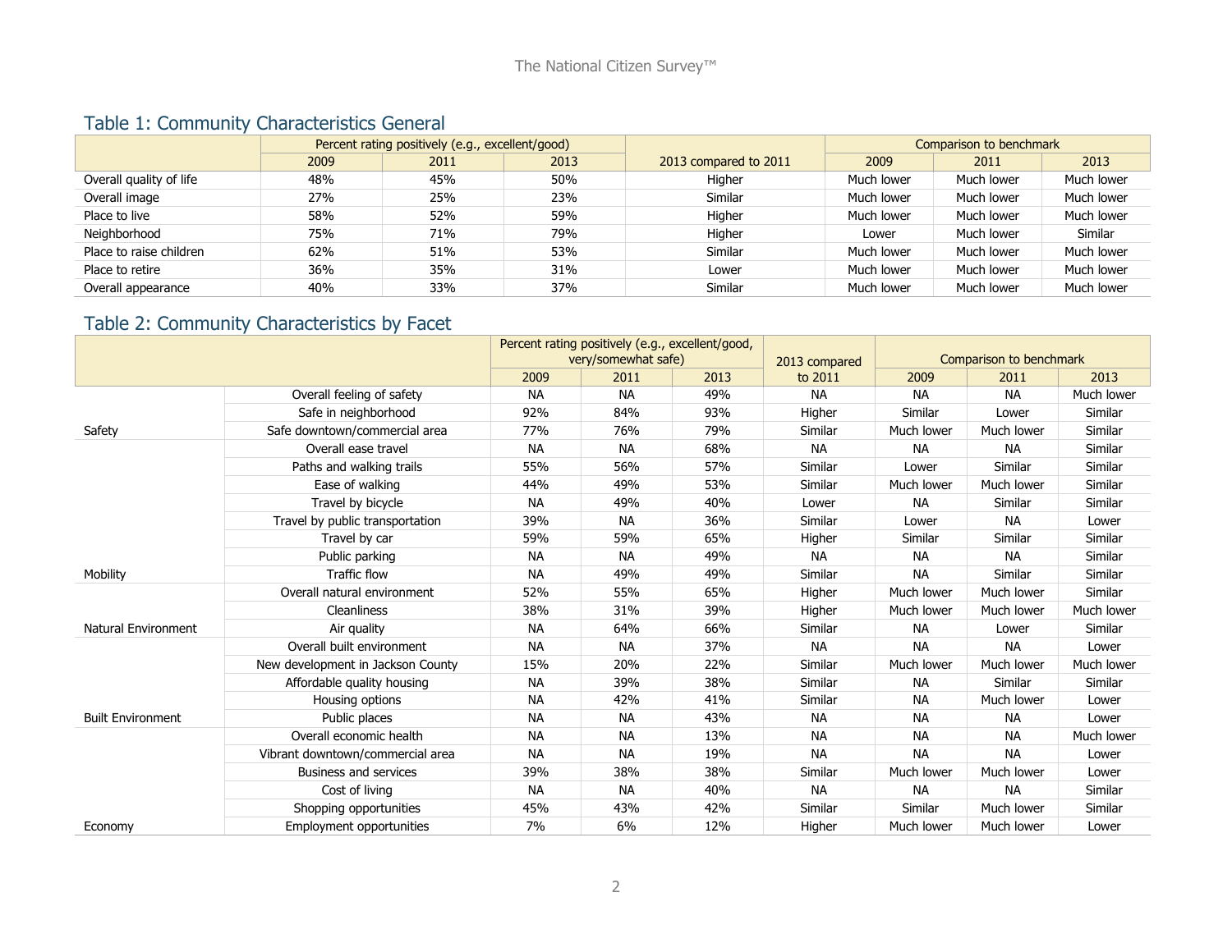## Table 1: Community Characteristics General

| | Percent rating positively (e.g., excellent/good) | | | 2013 compared to 2011 | Comparison to benchmark | | |
|---|---|---|---|---|---|---|---|
| | 2009 | 2011 | 2013 | | 2009 | 2011 | 2013 |
| Overall quality of life | 48% | 45% | 50% | Higher | Much lower | Much lower | Much lower |
| Overall image | 27% | 25% | 23% | Similar | Much lower | Much lower | Much lower |
| Place to live | 58% | 52% | 59% | Higher | Much lower | Much lower | Much lower |
| Neighborhood | 75% | 71% | 79% | Higher | Lower | Much lower | Similar |
| Place to raise children | 62% | 51% | 53% | Similar | Much lower | Much lower | Much lower |
| Place to retire | 36% | 35% | 31% | Lower | Much lower | Much lower | Much lower |
| Overall appearance | 40% | 33% | 37% | Similar | Much lower | Much lower | Much lower |

## Table 2: Community Characteristics by Facet

| | | Percent rating positively (e.g., excellent/good, very/somewhat safe) | | | 2013 compared to 2011 | Comparison to benchmark | | |
|---|---|---|---|---|---|---|---|---|
| | | 2009 | 2011 | 2013 | | 2009 | 2011 | 2013 |
| Safety | Overall feeling of safety | NA | NA | 49% | NA | NA | NA | Much lower |
| | Safe in neighborhood | 92% | 84% | 93% | Higher | Similar | Lower | Similar |
| | Safe downtown/commercial area | 77% | 76% | 79% | Similar | Much lower | Much lower | Similar |
| Mobility | Overall ease travel | NA | NA | 68% | NA | NA | NA | Similar |
| | Paths and walking trails | 55% | 56% | 57% | Similar | Lower | Similar | Similar |
| | Ease of walking | 44% | 49% | 53% | Similar | Much lower | Much lower | Similar |
| | Travel by bicycle | NA | 49% | 40% | Lower | NA | Similar | Similar |
| | Travel by public transportation | 39% | NA | 36% | Similar | Lower | NA | Lower |
| | Travel by car | 59% | 59% | 65% | Higher | Similar | Similar | Similar |
| | Public parking | NA | NA | 49% | NA | NA | NA | Similar |
| | Traffic flow | NA | 49% | 49% | Similar | NA | Similar | Similar |
| Natural Environment | Overall natural environment | 52% | 55% | 65% | Higher | Much lower | Much lower | Similar |
| | Cleanliness | 38% | 31% | 39% | Higher | Much lower | Much lower | Much lower |
| | Air quality | NA | 64% | 66% | Similar | NA | Lower | Similar |
| Built Environment | Overall built environment | NA | NA | 37% | NA | NA | NA | Lower |
| | New development in Jackson County | 15% | 20% | 22% | Similar | Much lower | Much lower | Much lower |
| | Affordable quality housing | NA | 39% | 38% | Similar | NA | Similar | Similar |
| | Housing options | NA | 42% | 41% | Similar | NA | Much lower | Lower |
| | Public places | NA | NA | 43% | NA | NA | NA | Lower |
| Economy | Overall economic health | NA | NA | 13% | NA | NA | NA | Much lower |
| | Vibrant downtown/commercial area | NA | NA | 19% | NA | NA | NA | Lower |
| | Business and services | 39% | 38% | 38% | Similar | Much lower | Much lower | Lower |
| | Cost of living | NA | NA | 40% | NA | NA | NA | Similar |
| | Shopping opportunities | 45% | 43% | 42% | Similar | Similar | Much lower | Similar |
| | Employment opportunities | 7% | 6% | 12% | Higher | Much lower | Much lower | Lower |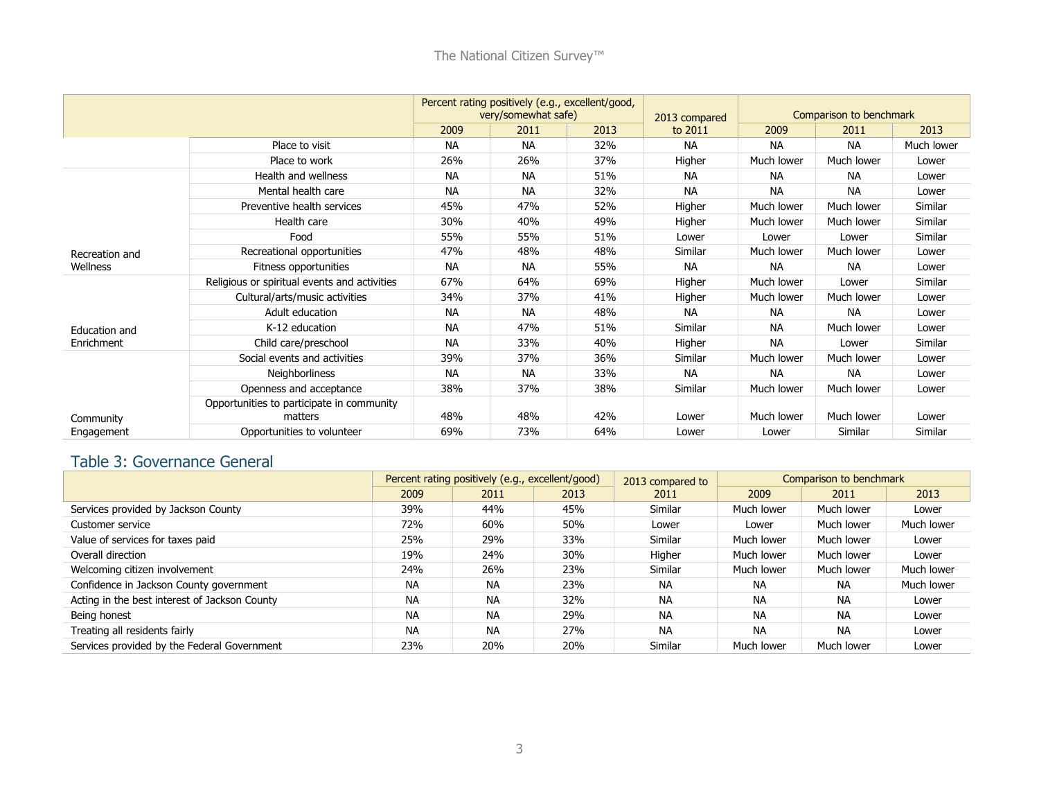| | | Percent rating positively (e.g., excellent/good, very/somewhat safe) | | | 2013 compared to 2011 | Comparison to benchmark | | |
|---|---|---|---|---|---|---|---|---|
| | | 2009 | 2011 | 2013 | | 2009 | 2011 | 2013 |
| | Place to visit | NA | NA | 32% | NA | NA | NA | Much lower |
| | Place to work | 26% | 26% | 37% | Higher | Much lower | Much lower | Lower |
| Recreation and Wellness | Health and wellness | NA | NA | 51% | NA | NA | NA | Lower |
| | Mental health care | NA | NA | 32% | NA | NA | NA | Lower |
| | Preventive health services | 45% | 47% | 52% | Higher | Much lower | Much lower | Similar |
| | Health care | 30% | 40% | 49% | Higher | Much lower | Much lower | Similar |
| | Food | 55% | 55% | 51% | Lower | Lower | Lower | Similar |
| | Recreational opportunities | 47% | 48% | 48% | Similar | Much lower | Much lower | Lower |
| | Fitness opportunities | NA | NA | 55% | NA | NA | NA | Lower |
| Education and Enrichment | Religious or spiritual events and activities | 67% | 64% | 69% | Higher | Much lower | Lower | Similar |
| | Cultural/arts/music activities | 34% | 37% | 41% | Higher | Much lower | Much lower | Lower |
| | Adult education | NA | NA | 48% | NA | NA | NA | Lower |
| | K-12 education | NA | 47% | 51% | Similar | NA | Much lower | Lower |
| | Child care/preschool | NA | 33% | 40% | Higher | NA | Lower | Similar |
| Community Engagement | Social events and activities | 39% | 37% | 36% | Similar | Much lower | Much lower | Lower |
| | Neighborliness | NA | NA | 33% | NA | NA | NA | Lower |
| | Openness and acceptance | 38% | 37% | 38% | Similar | Much lower | Much lower | Lower |
| | Opportunities to participate in community matters | 48% | 48% | 42% | Lower | Much lower | Much lower | Lower |
| | Opportunities to volunteer | 69% | 73% | 64% | Lower | Lower | Similar | Similar |

## Table 3: Governance General

| | Percent rating positively (e.g., excellent/good) | | | 2013 compared to 2011 | Comparison to benchmark | | |
|---|---|---|---|---|---|---|---|
| | 2009 | 2011 | 2013 | | 2009 | 2011 | 2013 |
| Services provided by Jackson County | 39% | 44% | 45% | Similar | Much lower | Much lower | Lower |
| Customer service | 72% | 60% | 50% | Lower | Lower | Much lower | Much lower |
| Value of services for taxes paid | 25% | 29% | 33% | Similar | Much lower | Much lower | Lower |
| Overall direction | 19% | 24% | 30% | Higher | Much lower | Much lower | Lower |
| Welcoming citizen involvement | 24% | 26% | 23% | Similar | Much lower | Much lower | Much lower |
| Confidence in Jackson County government | NA | NA | 23% | NA | NA | NA | Much lower |
| Acting in the best interest of Jackson County | NA | NA | 32% | NA | NA | NA | Lower |
| Being honest | NA | NA | 29% | NA | NA | NA | Lower |
| Treating all residents fairly | NA | NA | 27% | NA | NA | NA | Lower |
| Services provided by the Federal Government | 23% | 20% | 20% | Similar | Much lower | Much lower | Lower |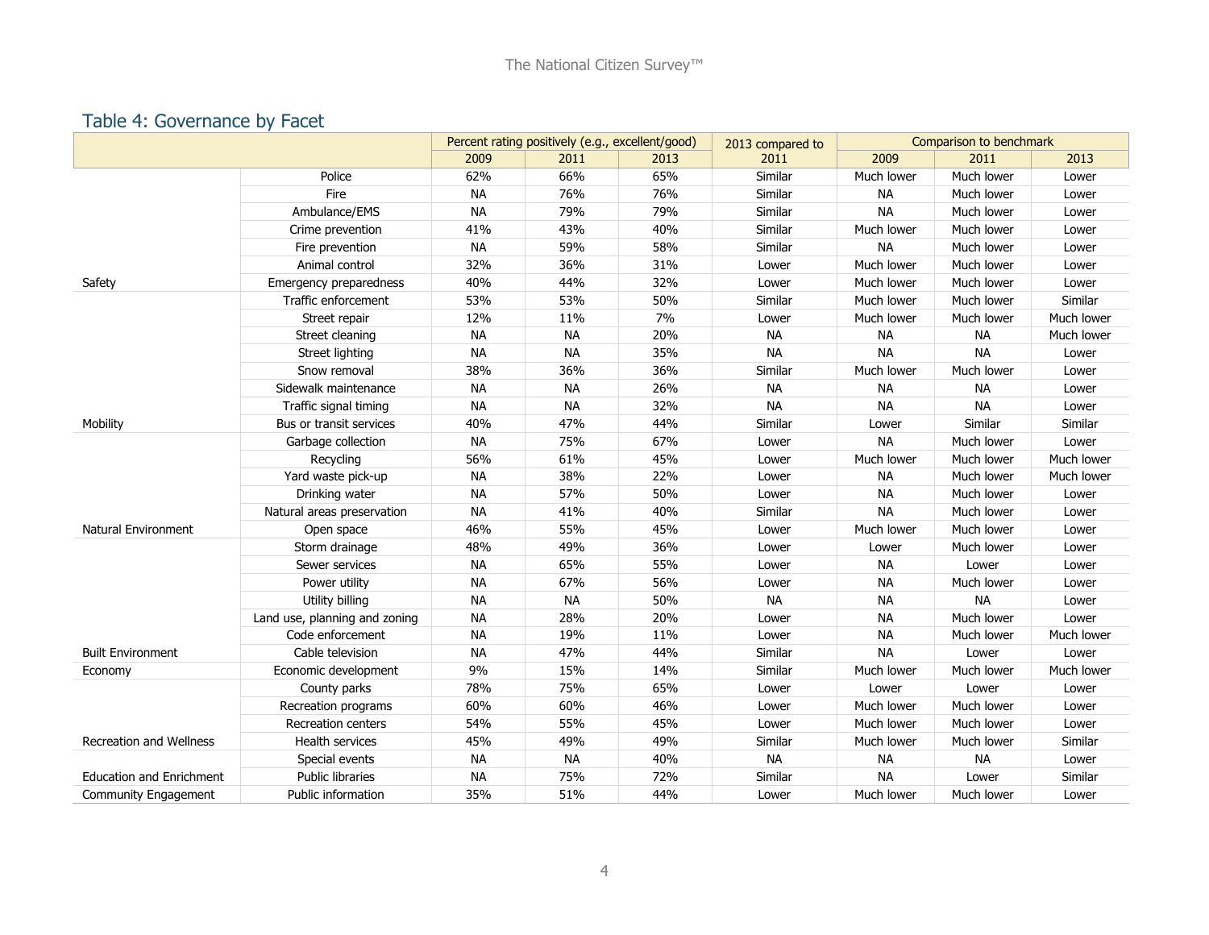## Table 4: Governance by Facet

| | | Percent rating positively (e.g., excellent/good) | | | 2013 compared to 2011 | Comparison to benchmark | | |
|---|---|---|---|---|---|---|---|---|
| | | 2009 | 2011 | 2013 | | 2009 | 2011 | 2013 |
| Safety | Police | 62% | 66% | 65% | Similar | Much lower | Much lower | Lower |
| | Fire | NA | 76% | 76% | Similar | NA | Much lower | Lower |
| | Ambulance/EMS | NA | 79% | 79% | Similar | NA | Much lower | Lower |
| | Crime prevention | 41% | 43% | 40% | Similar | Much lower | Much lower | Lower |
| | Fire prevention | NA | 59% | 58% | Similar | NA | Much lower | Lower |
| | Animal control | 32% | 36% | 31% | Lower | Much lower | Much lower | Lower |
| | Emergency preparedness | 40% | 44% | 32% | Lower | Much lower | Much lower | Lower |
| Mobility | Traffic enforcement | 53% | 53% | 50% | Similar | Much lower | Much lower | Similar |
| | Street repair | 12% | 11% | 7% | Lower | Much lower | Much lower | Much lower |
| | Street cleaning | NA | NA | 20% | NA | NA | NA | Much lower |
| | Street lighting | NA | NA | 35% | NA | NA | NA | Lower |
| | Snow removal | 38% | 36% | 36% | Similar | Much lower | Much lower | Lower |
| | Sidewalk maintenance | NA | NA | 26% | NA | NA | NA | Lower |
| | Traffic signal timing | NA | NA | 32% | NA | NA | NA | Lower |
| | Bus or transit services | 40% | 47% | 44% | Similar | Lower | Similar | Similar |
| Natural Environment | Garbage collection | NA | 75% | 67% | Lower | NA | Much lower | Lower |
| | Recycling | 56% | 61% | 45% | Lower | Much lower | Much lower | Much lower |
| | Yard waste pick-up | NA | 38% | 22% | Lower | NA | Much lower | Much lower |
| | Drinking water | NA | 57% | 50% | Lower | NA | Much lower | Lower |
| | Natural areas preservation | NA | 41% | 40% | Similar | NA | Much lower | Lower |
| | Open space | 46% | 55% | 45% | Lower | Much lower | Much lower | Lower |
| Built Environment | Storm drainage | 48% | 49% | 36% | Lower | Lower | Much lower | Lower |
| | Sewer services | NA | 65% | 55% | Lower | NA | Lower | Lower |
| | Power utility | NA | 67% | 56% | Lower | NA | Much lower | Lower |
| | Utility billing | NA | NA | 50% | NA | NA | NA | Lower |
| | Land use, planning and zoning | NA | 28% | 20% | Lower | NA | Much lower | Lower |
| | Code enforcement | NA | 19% | 11% | Lower | NA | Much lower | Much lower |
| | Cable television | NA | 47% | 44% | Similar | NA | Lower | Lower |
| Economy | Economic development | 9% | 15% | 14% | Similar | Much lower | Much lower | Much lower |
| Recreation and Wellness | County parks | 78% | 75% | 65% | Lower | Lower | Lower | Lower |
| | Recreation programs | 60% | 60% | 46% | Lower | Much lower | Much lower | Lower |
| | Recreation centers | 54% | 55% | 45% | Lower | Much lower | Much lower | Lower |
| | Health services | 45% | 49% | 49% | Similar | Much lower | Much lower | Similar |
| Education and Enrichment | Special events | NA | NA | 40% | NA | NA | NA | Lower |
| | Public libraries | NA | 75% | 72% | Similar | NA | Lower | Similar |
| Community Engagement | Public information | 35% | 51% | 44% | Lower | Much lower | Much lower | Lower |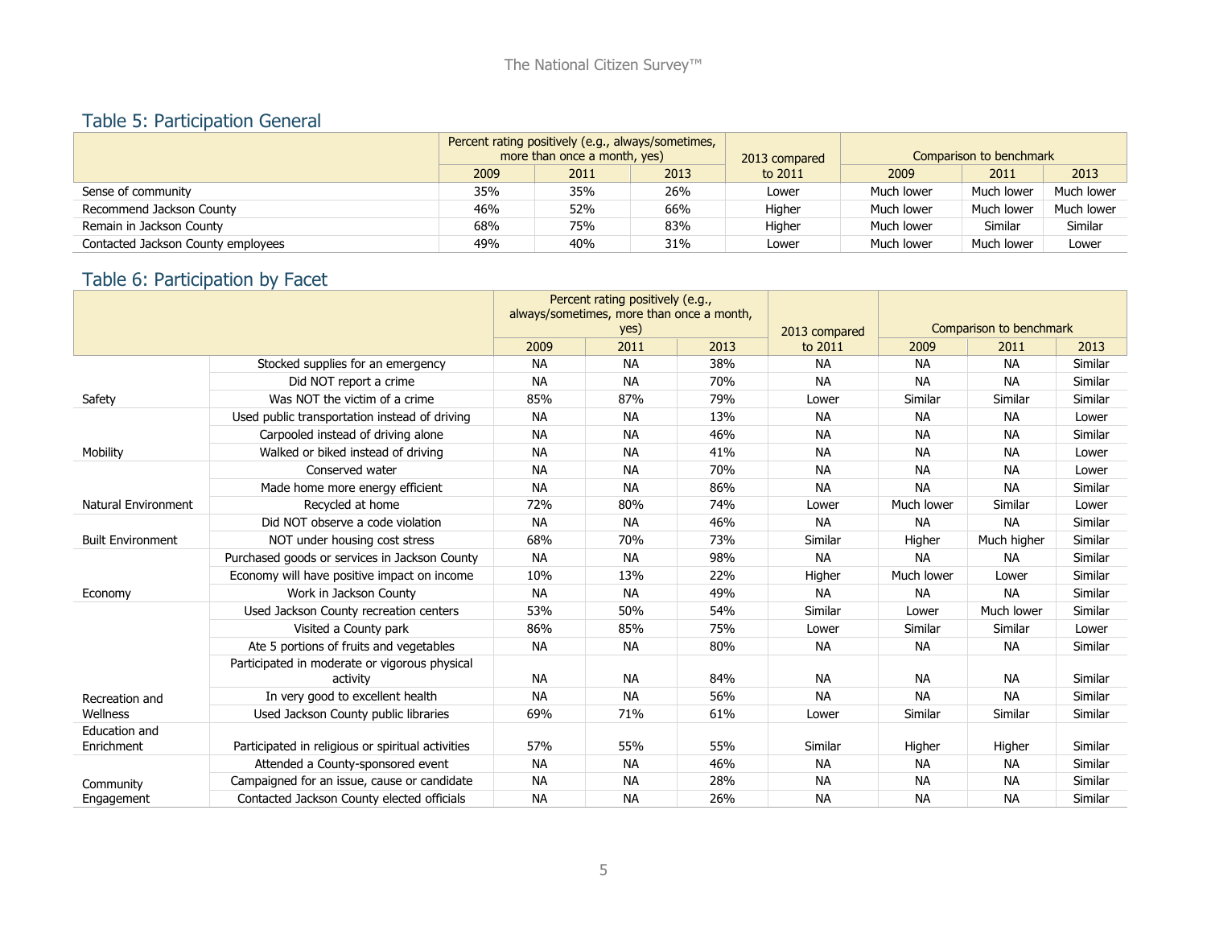## Table 5: Participation General

| | Percent rating positively (e.g., always/sometimes, more than once a month, yes) | | | 2013 compared to 2011 | Comparison to benchmark | | |
|---|---|---|---|---|---|---|---|
| | 2009 | 2011 | 2013 | | 2009 | 2011 | 2013 |
| Sense of community | 35% | 35% | 26% | Lower | Much lower | Much lower | Much lower |
| Recommend Jackson County | 46% | 52% | 66% | Higher | Much lower | Much lower | Much lower |
| Remain in Jackson County | 68% | 75% | 83% | Higher | Much lower | Similar | Similar |
| Contacted Jackson County employees | 49% | 40% | 31% | Lower | Much lower | Much lower | Lower |

## Table 6: Participation by Facet

| | | Percent rating positively (e.g., always/sometimes, more than once a month, yes) | | | 2013 compared to 2011 | Comparison to benchmark | | |
|---|---|---|---|---|---|---|---|---|
| | | 2009 | 2011 | 2013 | | 2009 | 2011 | 2013 |
| Safety | Stocked supplies for an emergency | NA | NA | 38% | NA | NA | NA | Similar |
| | Did NOT report a crime | NA | NA | 70% | NA | NA | NA | Similar |
| | Was NOT the victim of a crime | 85% | 87% | 79% | Lower | Similar | Similar | Similar |
| Mobility | Used public transportation instead of driving | NA | NA | 13% | NA | NA | NA | Lower |
| | Carpooled instead of driving alone | NA | NA | 46% | NA | NA | NA | Similar |
| | Walked or biked instead of driving | NA | NA | 41% | NA | NA | NA | Lower |
| Natural Environment | Conserved water | NA | NA | 70% | NA | NA | NA | Lower |
| | Made home more energy efficient | NA | NA | 86% | NA | NA | NA | Similar |
| | Recycled at home | 72% | 80% | 74% | Lower | Much lower | Similar | Lower |
| Built Environment | Did NOT observe a code violation | NA | NA | 46% | NA | NA | NA | Similar |
| | NOT under housing cost stress | 68% | 70% | 73% | Similar | Higher | Much higher | Similar |
| Economy | Purchased goods or services in Jackson County | NA | NA | 98% | NA | NA | NA | Similar |
| | Economy will have positive impact on income | 10% | 13% | 22% | Higher | Much lower | Lower | Similar |
| | Work in Jackson County | NA | NA | 49% | NA | NA | NA | Similar |
| Recreation and Wellness | Used Jackson County recreation centers | 53% | 50% | 54% | Similar | Lower | Much lower | Similar |
| | Visited a County park | 86% | 85% | 75% | Lower | Similar | Similar | Lower |
| | Ate 5 portions of fruits and vegetables | NA | NA | 80% | NA | NA | NA | Similar |
| | Participated in moderate or vigorous physical activity | NA | NA | 84% | NA | NA | NA | Similar |
| | In very good to excellent health | NA | NA | 56% | NA | NA | NA | Similar |
| Education and Enrichment | Used Jackson County public libraries | 69% | 71% | 61% | Lower | Similar | Similar | Similar |
| | Participated in religious or spiritual activities | 57% | 55% | 55% | Similar | Higher | Higher | Similar |
| Community Engagement | Attended a County-sponsored event | NA | NA | 46% | NA | NA | NA | Similar |
| | Campaigned for an issue, cause or candidate | NA | NA | 28% | NA | NA | NA | Similar |
| | Contacted Jackson County elected officials | NA | NA | 26% | NA | NA | NA | Similar |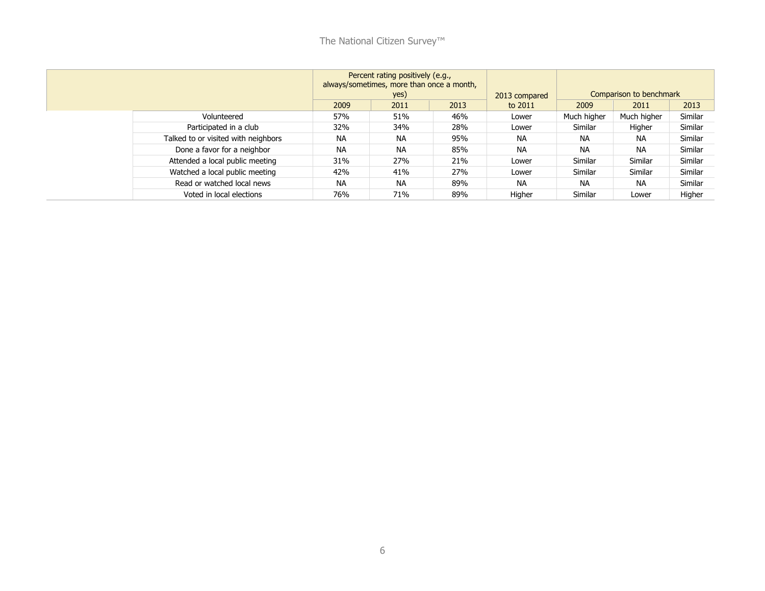| | Percent rating positively (e.g., always/sometimes, more than once a month, yes) | | | 2013 compared to 2011 | Comparison to benchmark | | |
|---|---|---|---|---|---|---|---|
| | 2009 | 2011 | 2013 | | 2009 | 2011 | 2013 |
| Volunteered | 57% | 51% | 46% | Lower | Much higher | Much higher | Similar |
| Participated in a club | 32% | 34% | 28% | Lower | Similar | Higher | Similar |
| Talked to or visited with neighbors | NA | NA | 95% | NA | NA | NA | Similar |
| Done a favor for a neighbor | NA | NA | 85% | NA | NA | NA | Similar |
| Attended a local public meeting | 31% | 27% | 21% | Lower | Similar | Similar | Similar |
| Watched a local public meeting | 42% | 41% | 27% | Lower | Similar | Similar | Similar |
| Read or watched local news | NA | NA | 89% | NA | NA | NA | Similar |
| Voted in local elections | 76% | 71% | 89% | Higher | Similar | Lower | Higher |